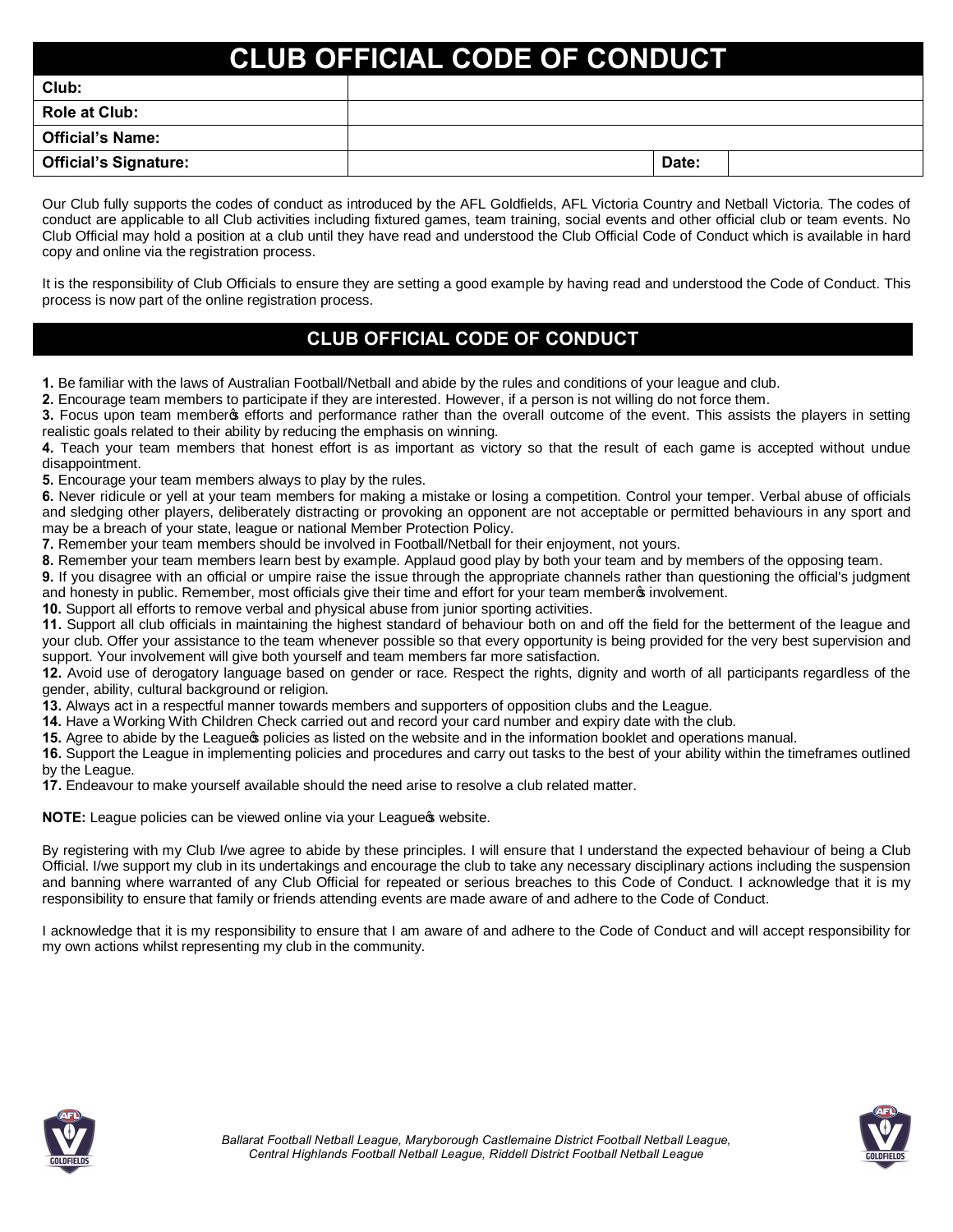# CLUB OFFICIAL CODE OF CONDUCT

| Club: | | | |
|---|---|---|---|
| Role at Club: | | | |
| Official's Name: | | | |
| Official's Signature: | | Date: | |

Our Club fully supports the codes of conduct as introduced by the AFL Goldfields, AFL Victoria Country and Netball Victoria. The codes of conduct are applicable to all Club activities including fixtured games, team training, social events and other official club or team events. No Club Official may hold a position at a club until they have read and understood the Club Official Code of Conduct which is available in hard copy and online via the registration process.

It is the responsibility of Club Officials to ensure they are setting a good example by having read and understood the Code of Conduct. This process is now part of the online registration process.

## CLUB OFFICIAL CODE OF CONDUCT

**1.** Be familiar with the laws of Australian Football/Netball and abide by the rules and conditions of your league and club.
**2.** Encourage team members to participate if they are interested. However, if a person is not willing do not force them.
**3.** Focus upon team member's efforts and performance rather than the overall outcome of the event. This assists the players in setting realistic goals related to their ability by reducing the emphasis on winning.
**4.** Teach your team members that honest effort is as important as victory so that the result of each game is accepted without undue disappointment.
**5.** Encourage your team members always to play by the rules.
**6.** Never ridicule or yell at your team members for making a mistake or losing a competition. Control your temper. Verbal abuse of officials and sledging other players, deliberately distracting or provoking an opponent are not acceptable or permitted behaviours in any sport and may be a breach of your state, league or national Member Protection Policy.
**7.** Remember your team members should be involved in Football/Netball for their enjoyment, not yours.
**8.** Remember your team members learn best by example. Applaud good play by both your team and by members of the opposing team.
**9.** If you disagree with an official or umpire raise the issue through the appropriate channels rather than questioning the official's judgment and honesty in public. Remember, most officials give their time and effort for your team member's involvement.
**10.** Support all efforts to remove verbal and physical abuse from junior sporting activities.
**11.** Support all club officials in maintaining the highest standard of behaviour both on and off the field for the betterment of the league and your club. Offer your assistance to the team whenever possible so that every opportunity is being provided for the very best supervision and support. Your involvement will give both yourself and team members far more satisfaction.
**12.** Avoid use of derogatory language based on gender or race. Respect the rights, dignity and worth of all participants regardless of the gender, ability, cultural background or religion.
**13.** Always act in a respectful manner towards members and supporters of opposition clubs and the League.
**14.** Have a Working With Children Check carried out and record your card number and expiry date with the club.
**15.** Agree to abide by the League's policies as listed on the website and in the information booklet and operations manual.
**16.** Support the League in implementing policies and procedures and carry out tasks to the best of your ability within the timeframes outlined by the League.
**17.** Endeavour to make yourself available should the need arise to resolve a club related matter.

**NOTE:** League policies can be viewed online via your League's website.

By registering with my Club I/we agree to abide by these principles. I will ensure that I understand the expected behaviour of being a Club Official. I/we support my club in its undertakings and encourage the club to take any necessary disciplinary actions including the suspension and banning where warranted of any Club Official for repeated or serious breaches to this Code of Conduct. I acknowledge that it is my responsibility to ensure that family or friends attending events are made aware of and adhere to the Code of Conduct.

I acknowledge that it is my responsibility to ensure that I am aware of and adhere to the Code of Conduct and will accept responsibility for my own actions whilst representing my club in the community.

*Ballarat Football Netball League, Maryborough Castlemaine District Football Netball League, Central Highlands Football Netball League, Riddell District Football Netball League*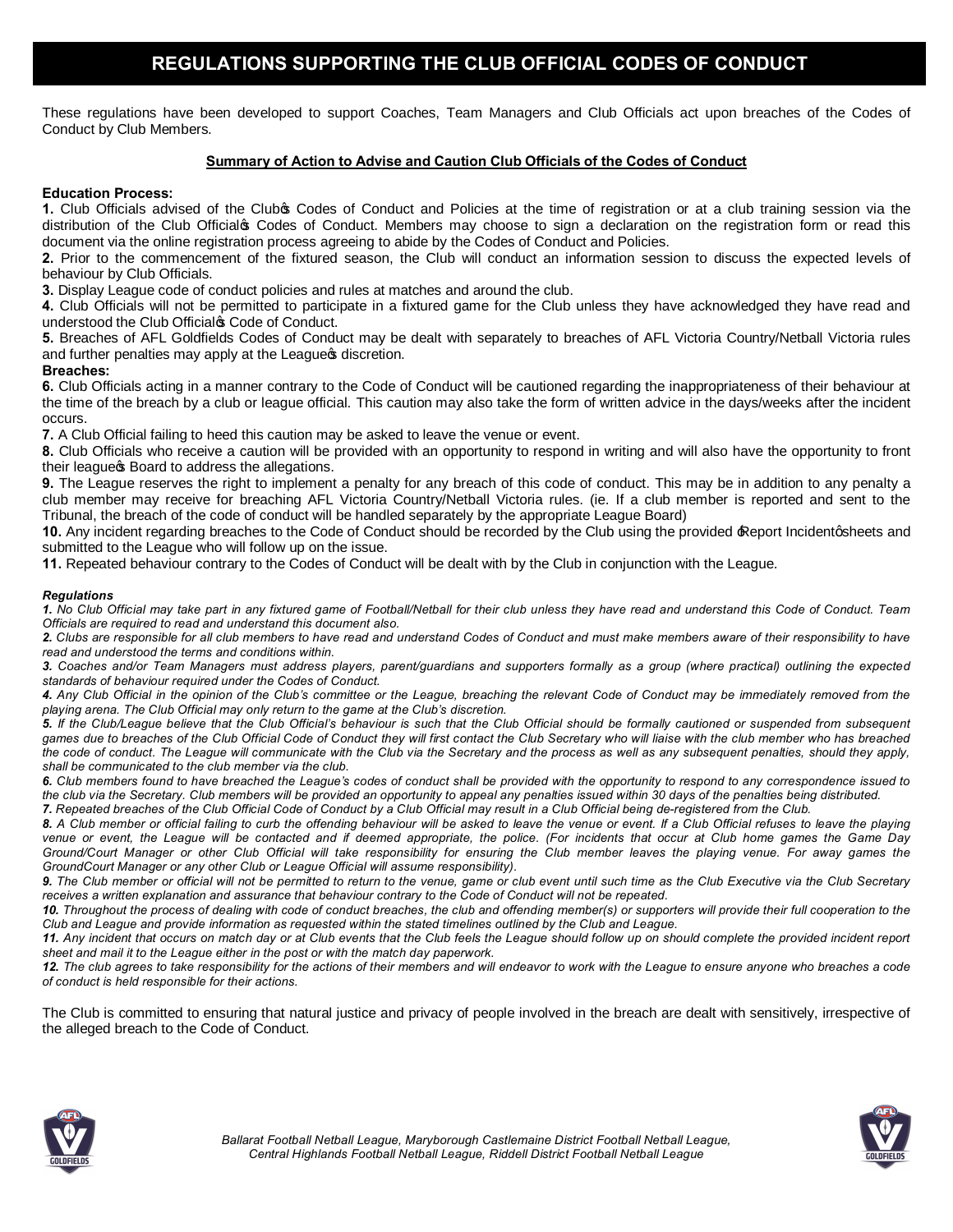# REGULATIONS SUPPORTING THE CLUB OFFICIAL CODES OF CONDUCT

These regulations have been developed to support Coaches, Team Managers and Club Officials act upon breaches of the Codes of Conduct by Club Members.

**Summary of Action to Advise and Caution Club Officials of the Codes of Conduct**

**Education Process:**

**1.** Club Officials advised of the Club's Codes of Conduct and Policies at the time of registration or at a club training session via the distribution of the Club Official's Codes of Conduct. Members may choose to sign a declaration on the registration form or read this document via the online registration process agreeing to abide by the Codes of Conduct and Policies.

**2.** Prior to the commencement of the fixtured season, the Club will conduct an information session to discuss the expected levels of behaviour by Club Officials.

**3.** Display League code of conduct policies and rules at matches and around the club.

**4.** Club Officials will not be permitted to participate in a fixtured game for the Club unless they have acknowledged they have read and understood the Club Official's Code of Conduct.

**5.** Breaches of AFL Goldfields Codes of Conduct may be dealt with separately to breaches of AFL Victoria Country/Netball Victoria rules and further penalties may apply at the League's discretion.

**Breaches:**

**6.** Club Officials acting in a manner contrary to the Code of Conduct will be cautioned regarding the inappropriateness of their behaviour at the time of the breach by a club or league official. This caution may also take the form of written advice in the days/weeks after the incident occurs.

**7.** A Club Official failing to heed this caution may be asked to leave the venue or event.

**8.** Club Officials who receive a caution will be provided with an opportunity to respond in writing and will also have the opportunity to front their league's Board to address the allegations.

**9.** The League reserves the right to implement a penalty for any breach of this code of conduct. This may be in addition to any penalty a club member may receive for breaching AFL Victoria Country/Netball Victoria rules. (ie. If a club member is reported and sent to the Tribunal, the breach of the code of conduct will be handled separately by the appropriate League Board)

**10.** Any incident regarding breaches to the Code of Conduct should be recorded by the Club using the provided 'Report Incident' sheets and submitted to the League who will follow up on the issue.

**11.** Repeated behaviour contrary to the Codes of Conduct will be dealt with by the Club in conjunction with the League.

***Regulations***

***1.*** *No Club Official may take part in any fixtured game of Football/Netball for their club unless they have read and understand this Code of Conduct. Team Officials are required to read and understand this document also.*

***2.*** *Clubs are responsible for all club members to have read and understand Codes of Conduct and must make members aware of their responsibility to have read and understood the terms and conditions within.*

***3.*** *Coaches and/or Team Managers must address players, parent/guardians and supporters formally as a group (where practical) outlining the expected standards of behaviour required under the Codes of Conduct.*

***4.*** *Any Club Official in the opinion of the Club's committee or the League, breaching the relevant Code of Conduct may be immediately removed from the playing arena. The Club Official may only return to the game at the Club's discretion.*

***5.*** *If the Club/League believe that the Club Official's behaviour is such that the Club Official should be formally cautioned or suspended from subsequent games due to breaches of the Club Official Code of Conduct they will first contact the Club Secretary who will liaise with the club member who has breached the code of conduct. The League will communicate with the Club via the Secretary and the process as well as any subsequent penalties, should they apply, shall be communicated to the club member via the club.*

***6.*** *Club members found to have breached the League's codes of conduct shall be provided with the opportunity to respond to any correspondence issued to the club via the Secretary. Club members will be provided an opportunity to appeal any penalties issued within 30 days of the penalties being distributed.*

***7.*** *Repeated breaches of the Club Official Code of Conduct by a Club Official may result in a Club Official being de-registered from the Club.*

***8.*** *A Club member or official failing to curb the offending behaviour will be asked to leave the venue or event. If a Club Official refuses to leave the playing venue or event, the League will be contacted and if deemed appropriate, the police. (For incidents that occur at Club home games the Game Day Ground/Court Manager or other Club Official will take responsibility for ensuring the Club member leaves the playing venue. For away games the GroundCourt Manager or any other Club or League Official will assume responsibility).*

***9.*** *The Club member or official will not be permitted to return to the venue, game or club event until such time as the Club Executive via the Club Secretary receives a written explanation and assurance that behaviour contrary to the Code of Conduct will not be repeated.*

***10.*** *Throughout the process of dealing with code of conduct breaches, the club and offending member(s) or supporters will provide their full cooperation to the Club and League and provide information as requested within the stated timelines outlined by the Club and League.*

***11.*** *Any incident that occurs on match day or at Club events that the Club feels the League should follow up on should complete the provided incident report sheet and mail it to the League either in the post or with the match day paperwork.*

***12.*** *The club agrees to take responsibility for the actions of their members and will endeavor to work with the League to ensure anyone who breaches a code of conduct is held responsible for their actions.*

The Club is committed to ensuring that natural justice and privacy of people involved in the breach are dealt with sensitively, irrespective of the alleged breach to the Code of Conduct.

*Ballarat Football Netball League, Maryborough Castlemaine District Football Netball League, Central Highlands Football Netball League, Riddell District Football Netball League*